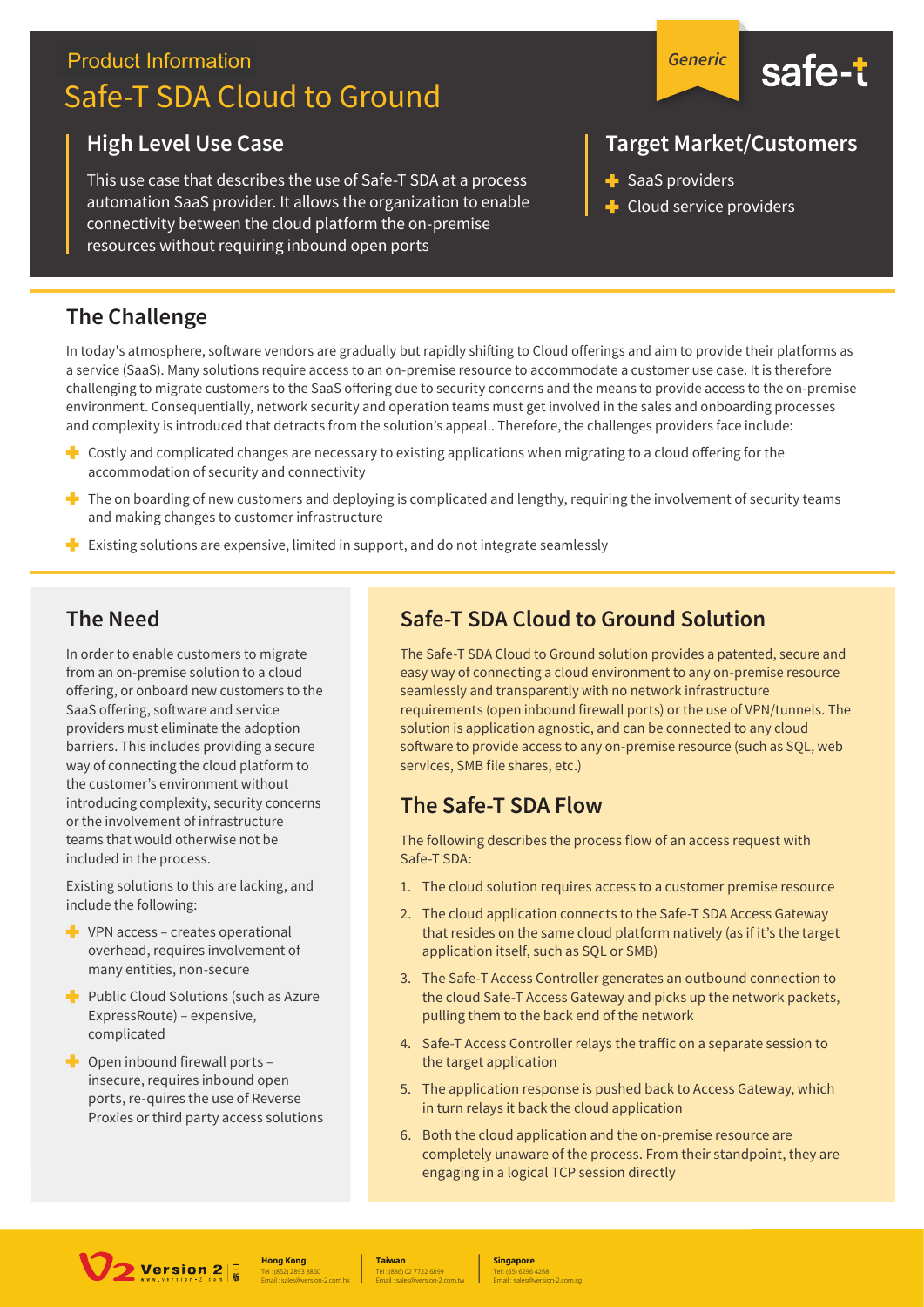Product Information

# Safe-T SDA Cloud to Ground

Generic

safe-t

## High Level Use Case

This use case that describes the use of Safe-T SDA at a process automation SaaS provider. It allows the organization to enable connectivity between the cloud platform the on-premise resources without requiring inbound open ports

## Target Market/Customers

- SaaS providers
- Cloud service providers

## The Challenge

In today's atmosphere, software vendors are gradually but rapidly shifting to Cloud offerings and aim to provide their platforms as a service (SaaS). Many solutions require access to an on-premise resource to accommodate a customer use case. It is therefore challenging to migrate customers to the SaaS offering due to security concerns and the means to provide access to the on-premise environment. Consequentially, network security and operation teams must get involved in the sales and onboarding processes and complexity is introduced that detracts from the solution's appeal.. Therefore, the challenges providers face include:

- Costly and complicated changes are necessary to existing applications when migrating to a cloud offering for the accommodation of security and connectivity
- The on boarding of new customers and deploying is complicated and lengthy, requiring the involvement of security teams and making changes to customer infrastructure
- Existing solutions are expensive, limited in support, and do not integrate seamlessly

## The Need

In order to enable customers to migrate from an on-premise solution to a cloud offering, or onboard new customers to the SaaS offering, software and service providers must eliminate the adoption barriers. This includes providing a secure way of connecting the cloud platform to the customer's environment without introducing complexity, security concerns or the involvement of infrastructure teams that would otherwise not be included in the process.

Existing solutions to this are lacking, and include the following:

- VPN access – creates operational overhead, requires involvement of many entities, non-secure
- Public Cloud Solutions (such as Azure ExpressRoute) – expensive, complicated
- Open inbound firewall ports – insecure, requires inbound open ports, re-quires the use of Reverse Proxies or third party access solutions

## Safe-T SDA Cloud to Ground Solution

The Safe-T SDA Cloud to Ground solution provides a patented, secure and easy way of connecting a cloud environment to any on-premise resource seamlessly and transparently with no network infrastructure requirements (open inbound firewall ports) or the use of VPN/tunnels. The solution is application agnostic, and can be connected to any cloud software to provide access to any on-premise resource (such as SQL, web services, SMB file shares, etc.)

## The Safe-T SDA Flow

The following describes the process flow of an access request with Safe-T SDA:

1. The cloud solution requires access to a customer premise resource
2. The cloud application connects to the Safe-T SDA Access Gateway that resides on the same cloud platform natively (as if it's the target application itself, such as SQL or SMB)
3. The Safe-T Access Controller generates an outbound connection to the cloud Safe-T Access Gateway and picks up the network packets, pulling them to the back end of the network
4. Safe-T Access Controller relays the traffic on a separate session to the target application
5. The application response is pushed back to Access Gateway, which in turn relays it back the cloud application
6. Both the cloud application and the on-premise resource are completely unaware of the process. From their standpoint, they are engaging in a logical TCP session directly

Version 2 www.version-2.com

**Hong Kong**
Tel : (852) 2893 8860
Email : sales@version-2.com.hk

**Taiwan**
Tel : (886) 02 7722 6899
Email : sales@version-2.com.tw

**Singapore**
Tel : (65) 6296 4268
Email : sales@version-2.com.sg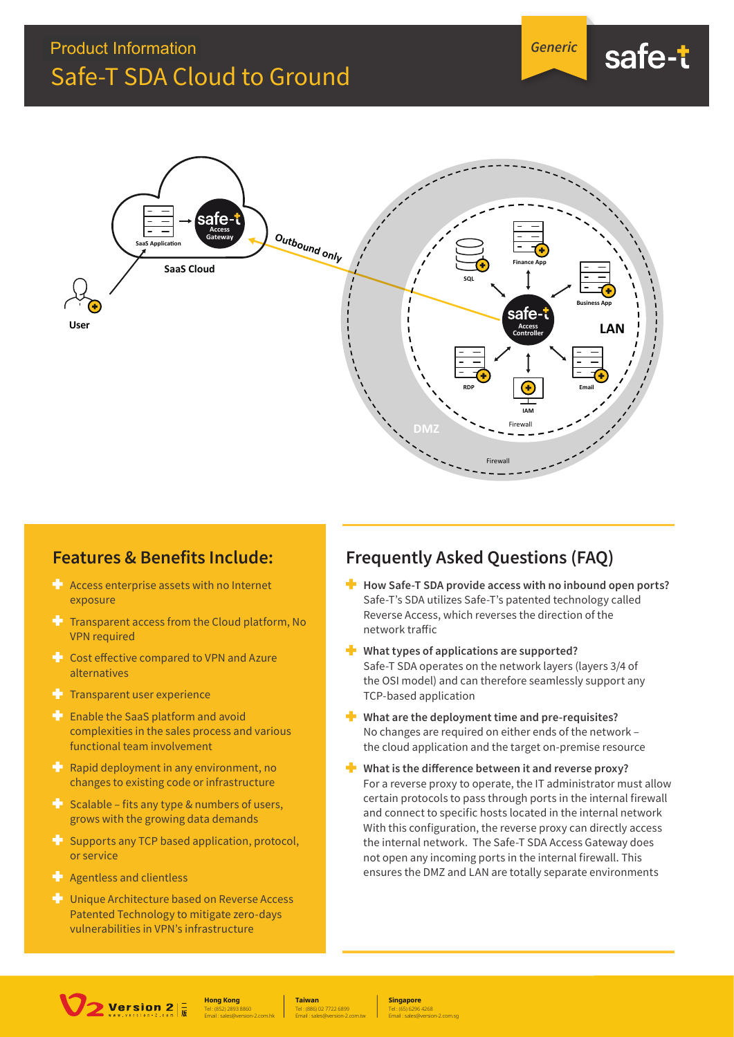Product Information

# Safe-T SDA Cloud to Ground

Generic

safe-t

SaaS Application
safe-t Access Gateway
SaaS Cloud
User
Outbound only
SQL
Finance App
Business App
safe-t Access Controller
LAN
RDP
IAM
Email
Firewall
DMZ
Firewall

## Features & Benefits Include:

- Access enterprise assets with no Internet exposure
- Transparent access from the Cloud platform, No VPN required
- Cost effective compared to VPN and Azure alternatives
- Transparent user experience
- Enable the SaaS platform and avoid complexities in the sales process and various functional team involvement
- Rapid deployment in any environment, no changes to existing code or infrastructure
- Scalable – fits any type & numbers of users, grows with the growing data demands
- Supports any TCP based application, protocol, or service
- Agentless and clientless
- Unique Architecture based on Reverse Access Patented Technology to mitigate zero-days vulnerabilities in VPN's infrastructure

## Frequently Asked Questions (FAQ)

- **How Safe-T SDA provide access with no inbound open ports?**
  Safe-T's SDA utilizes Safe-T's patented technology called Reverse Access, which reverses the direction of the network traffic
- **What types of applications are supported?**
  Safe-T SDA operates on the network layers (layers 3/4 of the OSI model) and can therefore seamlessly support any TCP-based application
- **What are the deployment time and pre-requisites?**
  No changes are required on either ends of the network – the cloud application and the target on-premise resource
- **What is the difference between it and reverse proxy?**
  For a reverse proxy to operate, the IT administrator must allow certain protocols to pass through ports in the internal firewall and connect to specific hosts located in the internal network With this configuration, the reverse proxy can directly access the internal network. The Safe-T SDA Access Gateway does not open any incoming ports in the internal firewall. This ensures the DMZ and LAN are totally separate environments

Version 2

**Hong Kong**
Tel : (852) 2893 8860
Email : sales@version-2.com.hk

**Taiwan**
Tel : (886) 02 7722 6899
Email : sales@version-2.com.tw

**Singapore**
Tel : (65) 6296 4268
Email : sales@version-2.com.sg